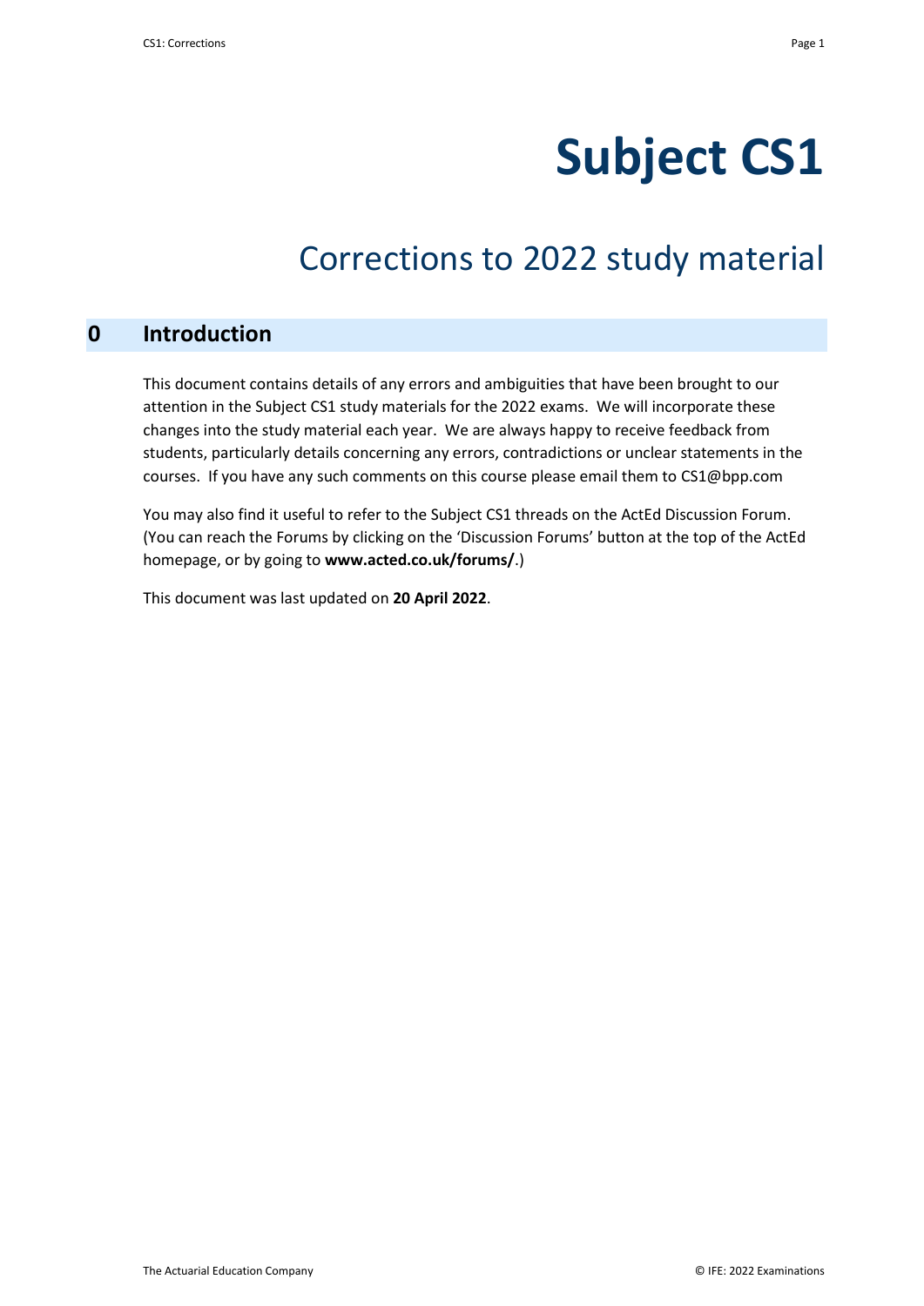# Subject CS1

## Corrections to 2022 study material

## 0 Introduction

This document contains details of any errors and ambiguities that have been brought to our attention in the Subject CS1 study materials for the 2022 exams. We will incorporate these changes into the study material each year. We are always happy to receive feedback from students, particularly details concerning any errors, contradictions or unclear statements in the courses. If you have any such comments on this course please email them to CS1@bpp.com

You may also find it useful to refer to the Subject CS1 threads on the ActEd Discussion Forum. (You can reach the Forums by clicking on the 'Discussion Forums' button at the top of the ActEd homepage, or by going to **www.acted.co.uk/forums/**.)

This document was last updated on **20 April 2022**.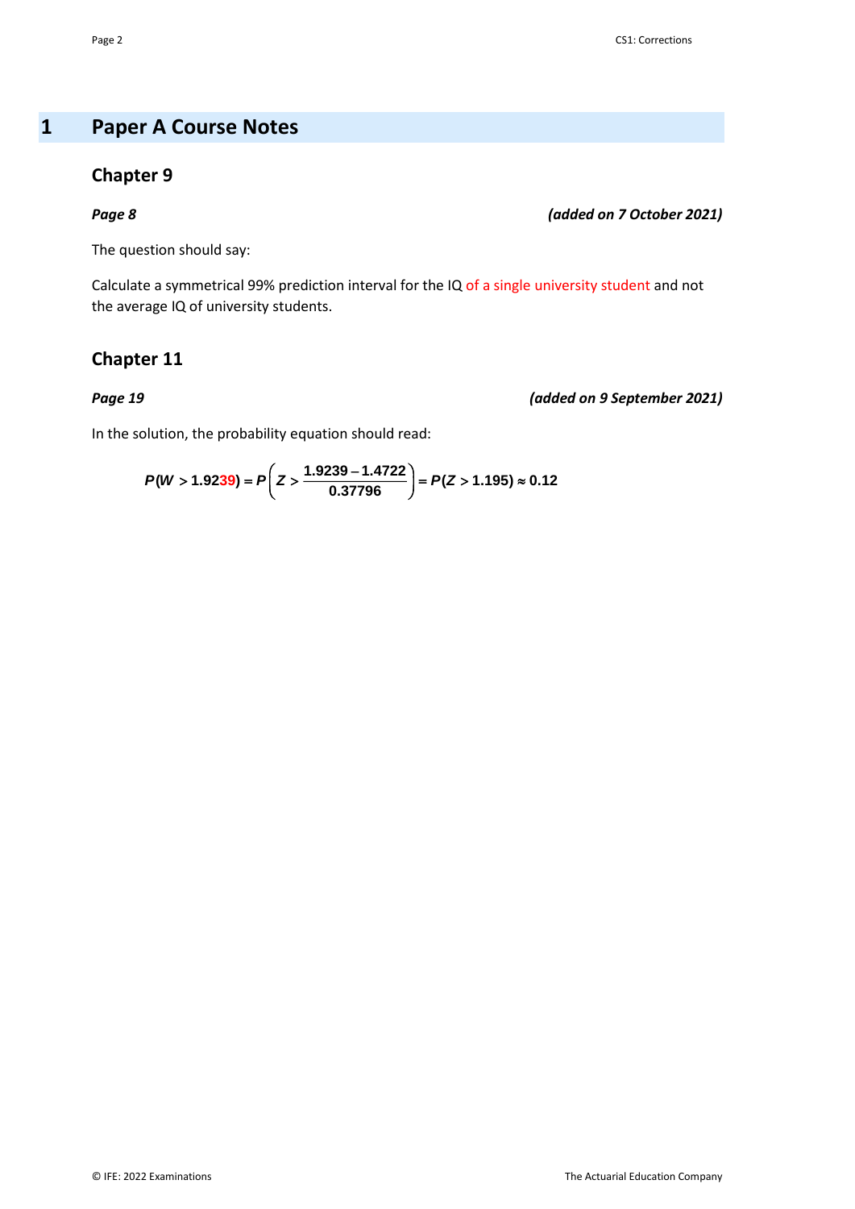# 1 Paper A Course Notes

## Chapter 9

***Page 8*** ***(added on 7 October 2021)***

The question should say:

Calculate a symmetrical 99% prediction interval for the IQ of a single university student and not the average IQ of university students.

## Chapter 11

***Page 19*** ***(added on 9 September 2021)***

In the solution, the probability equation should read:

$$P(W > 1.9239) = P\left(Z > \frac{1.9239 - 1.4722}{0.37796}\right) = P(Z > 1.195) \approx 0.12$$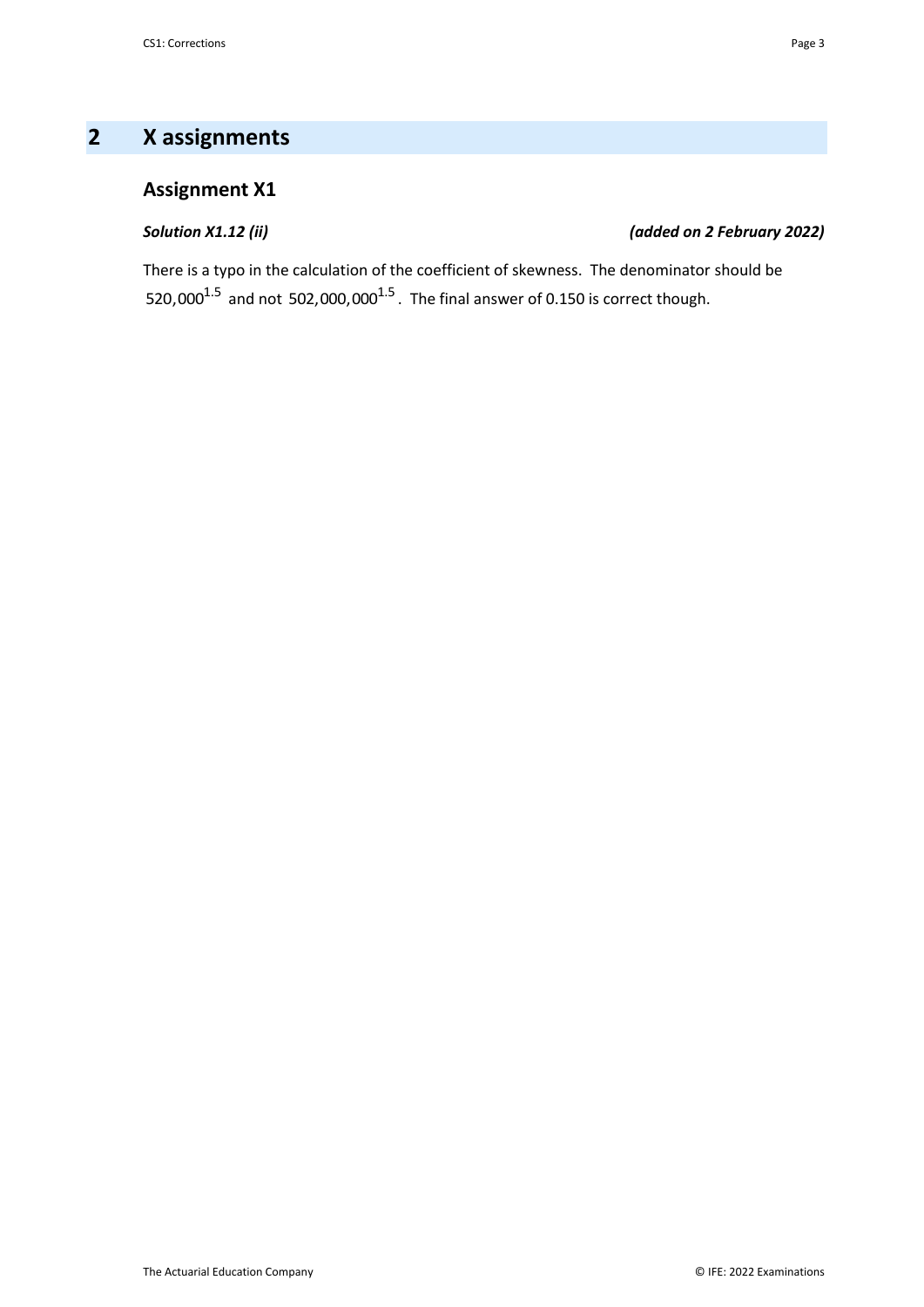# 2 X assignments

## Assignment X1

***Solution X1.12 (ii)*** ***(added on 2 February 2022)***

There is a typo in the calculation of the coefficient of skewness. The denominator should be $520{,}000^{1.5}$ and not $502{,}000{,}000^{1.5}$. The final answer of 0.150 is correct though.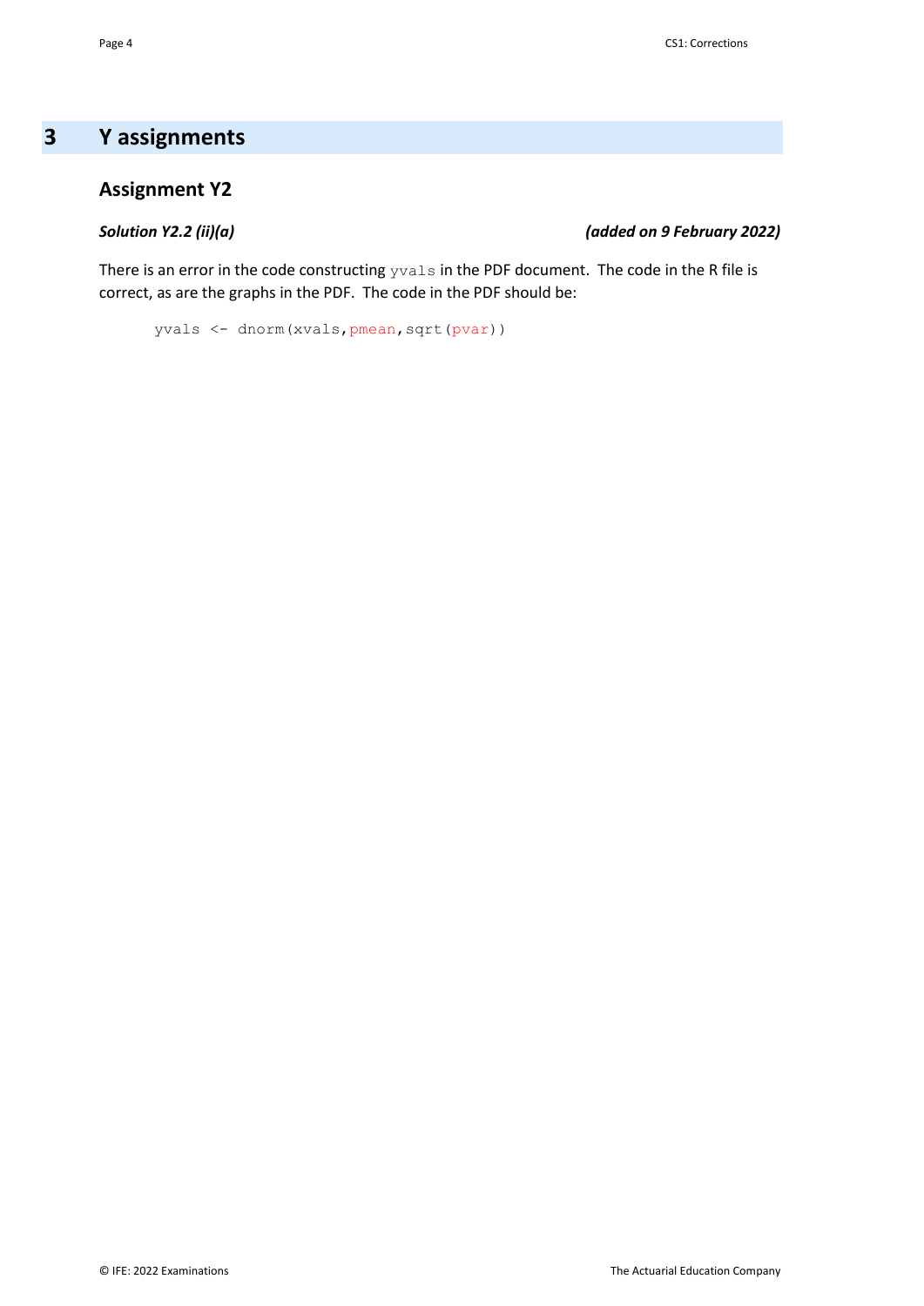# 3 Y assignments

## Assignment Y2

***Solution Y2.2 (ii)(a)*** ***(added on 9 February 2022)***

There is an error in the code constructing `yvals` in the PDF document. The code in the R file is correct, as are the graphs in the PDF. The code in the PDF should be:

```
yvals <- dnorm(xvals,pmean,sqrt(pvar))
```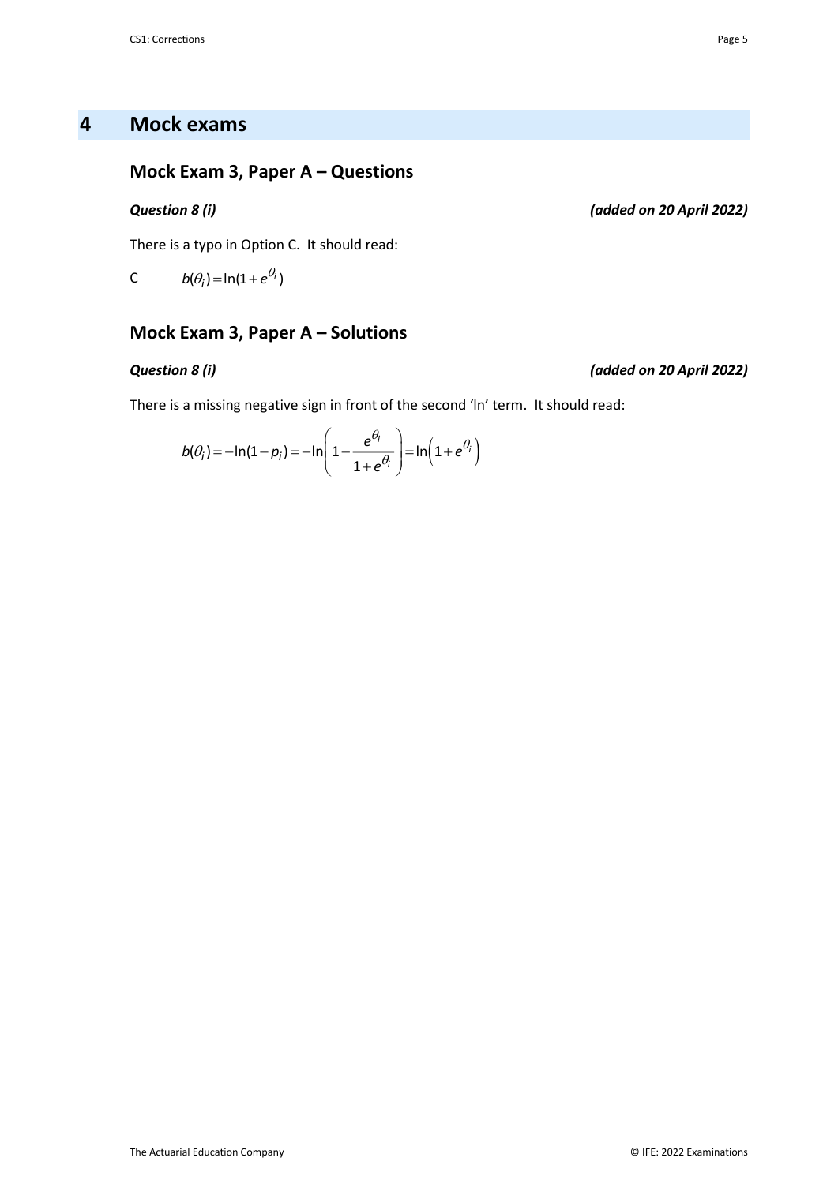# 4 Mock exams

## Mock Exam 3, Paper A – Questions

***Question 8 (i)*** ***(added on 20 April 2022)***

There is a typo in Option C. It should read:

C $b(\theta_i) = \ln(1 + e^{\theta_i})$

## Mock Exam 3, Paper A – Solutions

***Question 8 (i)*** ***(added on 20 April 2022)***

There is a missing negative sign in front of the second 'ln' term. It should read:

$$b(\theta_i) = -\ln(1 - p_i) = -\ln\left(1 - \frac{e^{\theta_i}}{1 + e^{\theta_i}}\right) = \ln\left(1 + e^{\theta_i}\right)$$